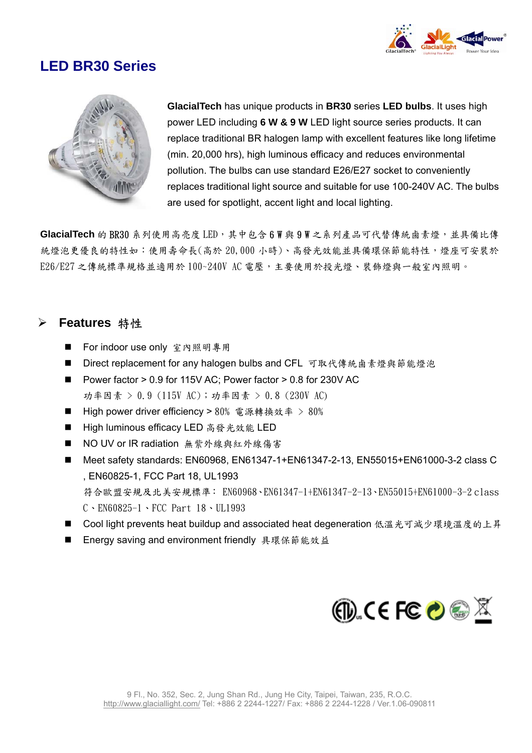# LED BR30 Series

**GlacialTech** has unique products in **BR30** series **LED bulbs**. It uses high power LED including **6 W & 9 W** LED light source series products. It can replace traditional BR halogen lamp with excellent features like long lifetime (min. 20,000 hrs), high luminous efficacy and reduces environmental pollution. The bulbs can use standard E26/E27 socket to conveniently replaces traditional light source and suitable for use 100-240V AC. The bulbs are used for spotlight, accent light and local lighting.

**GlacialTech** 的 BR30 系列使用高亮度 LED，其中包含 6 W 與 9 W 之系列產品可代替傳統鹵素燈，並具備比傳統燈泡更優良的特性如：使用壽命長(高於 20,000 小時)、高發光效能並具備環保節能特性，燈座可安裝於 E26/E27 之傳統標準規格並適用於 100~240V AC 電壓，主要使用於投光燈、裝飾燈與一般室內照明。

## Features 特性

- For indoor use only 室內照明專用
- Direct replacement for any halogen bulbs and CFL 可取代傳統鹵素燈與節能燈泡
- Power factor > 0.9 for 115V AC; Power factor > 0.8 for 230V AC
  功率因素 > 0.9 (115V AC)；功率因素 > 0.8 (230V AC)
- High power driver efficiency > 80% 電源轉換效率 > 80%
- High luminous efficacy LED 高發光效能 LED
- NO UV or IR radiation 無紫外線與紅外線傷害
- Meet safety standards: EN60968, EN61347-1+EN61347-2-13, EN55015+EN61000-3-2 class C , EN60825-1, FCC Part 18, UL1993
  符合歐盟安規及北美安規標準：EN60968、EN61347-1+EN61347-2-13、EN55015+EN61000-3-2 class C、EN60825-1、FCC Part 18、UL1993
- Cool light prevents heat buildup and associated heat degeneration 低溫光可減少環境溫度的上昇
- Energy saving and environment friendly 具環保節能效益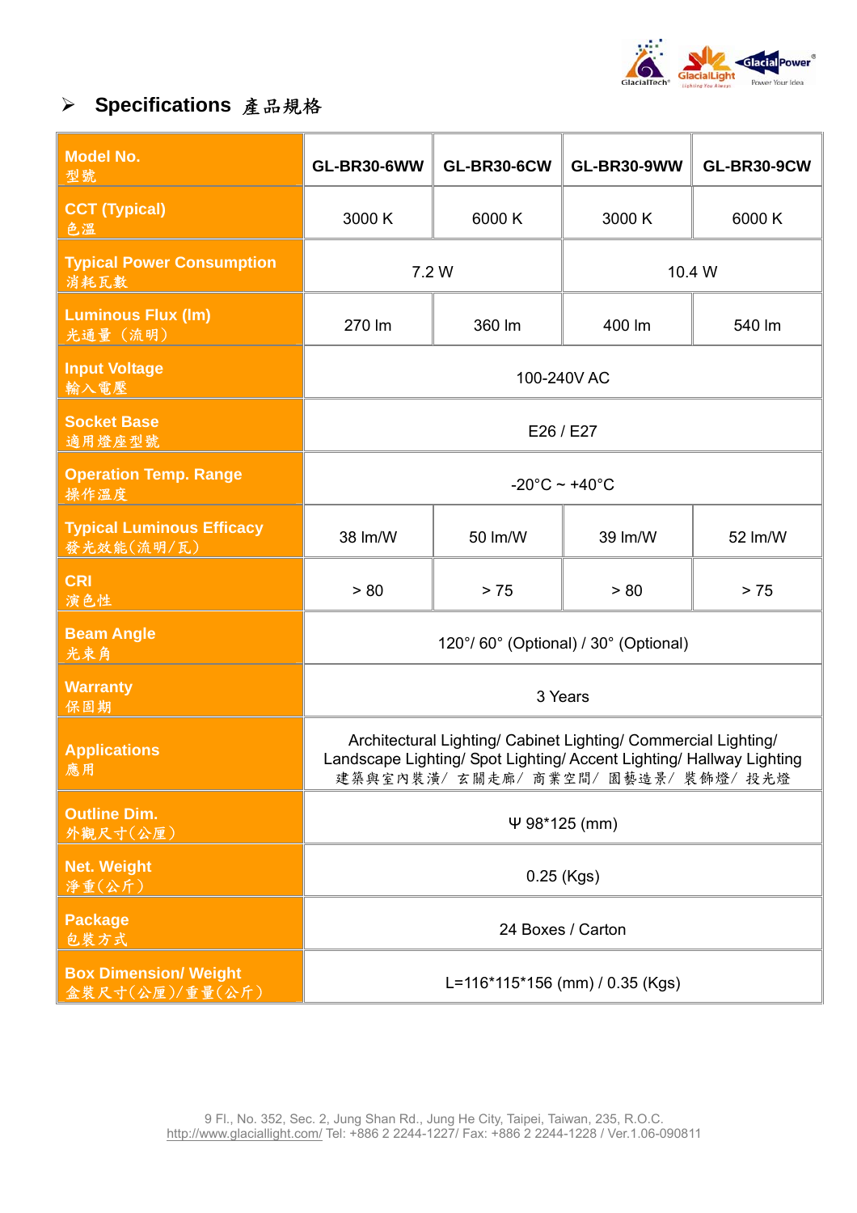## ➢ Specifications 產品規格

| Model No. 型號 | GL-BR30-6WW | GL-BR30-6CW | GL-BR30-9WW | GL-BR30-9CW |
|---|---|---|---|---|
| CCT (Typical) 色溫 | 3000 K | 6000 K | 3000 K | 6000 K |
| Typical Power Consumption 消耗瓦數 | 7.2 W | | 10.4 W | |
| Luminous Flux (lm) 光通量（流明） | 270 lm | 360 lm | 400 lm | 540 lm |
| Input Voltage 輸入電壓 | 100-240V AC | | | |
| Socket Base 適用燈座型號 | E26 / E27 | | | |
| Operation Temp. Range 操作溫度 | -20°C ~ +40°C | | | |
| Typical Luminous Efficacy 發光效能(流明/瓦) | 38 lm/W | 50 lm/W | 39 lm/W | 52 lm/W |
| CRI 演色性 | > 80 | > 75 | > 80 | > 75 |
| Beam Angle 光束角 | 120°/ 60° (Optional) / 30° (Optional) | | | |
| Warranty 保固期 | 3 Years | | | |
| Applications 應用 | Architectural Lighting/ Cabinet Lighting/ Commercial Lighting/ Landscape Lighting/ Spot Lighting/ Accent Lighting/ Hallway Lighting 建築與室內裝潢/ 玄關走廊/ 商業空間/ 園藝造景/ 裝飾燈/ 投光燈 | | | |
| Outline Dim. 外觀尺寸(公厘) | Ψ 98*125 (mm) | | | |
| Net. Weight 淨重(公斤) | 0.25 (Kgs) | | | |
| Package 包裝方式 | 24 Boxes / Carton | | | |
| Box Dimension/ Weight 盒裝尺寸(公厘)/重量(公斤) | L=116*115*156 (mm) / 0.35 (Kgs) | | | |

9 Fl., No. 352, Sec. 2, Jung Shan Rd., Jung He City, Taipei, Taiwan, 235, R.O.C.
http://www.glaciallight.com/ Tel: +886 2 2244-1227/ Fax: +886 2 2244-1228 / Ver.1.06-090811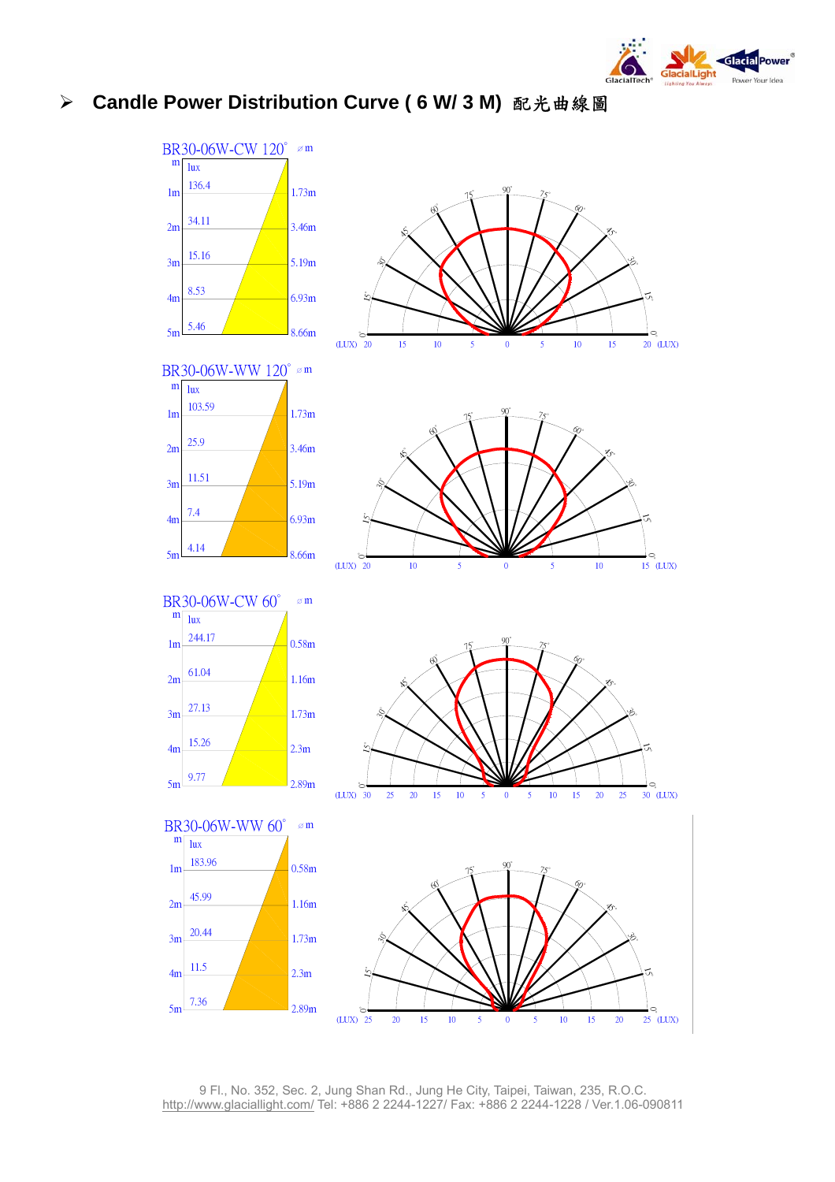## ➢ Candle Power Distribution Curve ( 6 W/ 3 M) 配光曲線圖

### BR30-06W-CW 120°

| m | lux | ⌀ m |
|---|---|---|
| 1m | 136.4 | 1.73m |
| 2m | 34.11 | 3.46m |
| 3m | 15.16 | 5.19m |
| 4m | 8.53 | 6.93m |
| 5m | 5.46 | 8.66m |

### BR30-06W-WW 120°

| m | lux | ⌀ m |
|---|---|---|
| 1m | 103.59 | 1.73m |
| 2m | 25.9 | 3.46m |
| 3m | 11.51 | 5.19m |
| 4m | 7.4 | 6.93m |
| 5m | 4.14 | 8.66m |

### BR30-06W-CW 60°

| m | lux | ⌀ m |
|---|---|---|
| 1m | 244.17 | 0.58m |
| 2m | 61.04 | 1.16m |
| 3m | 27.13 | 1.73m |
| 4m | 15.26 | 2.3m |
| 5m | 9.77 | 2.89m |

### BR30-06W-WW 60°

| m | lux | ⌀ m |
|---|---|---|
| 1m | 183.96 | 0.58m |
| 2m | 45.99 | 1.16m |
| 3m | 20.44 | 1.73m |
| 4m | 11.5 | 2.3m |
| 5m | 7.36 | 2.89m |

9 Fl., No. 352, Sec. 2, Jung Shan Rd., Jung He City, Taipei, Taiwan, 235, R.O.C.
http://www.glaciallight.com/ Tel: +886 2 2244-1227/ Fax: +886 2 2244-1228 / Ver.1.06-090811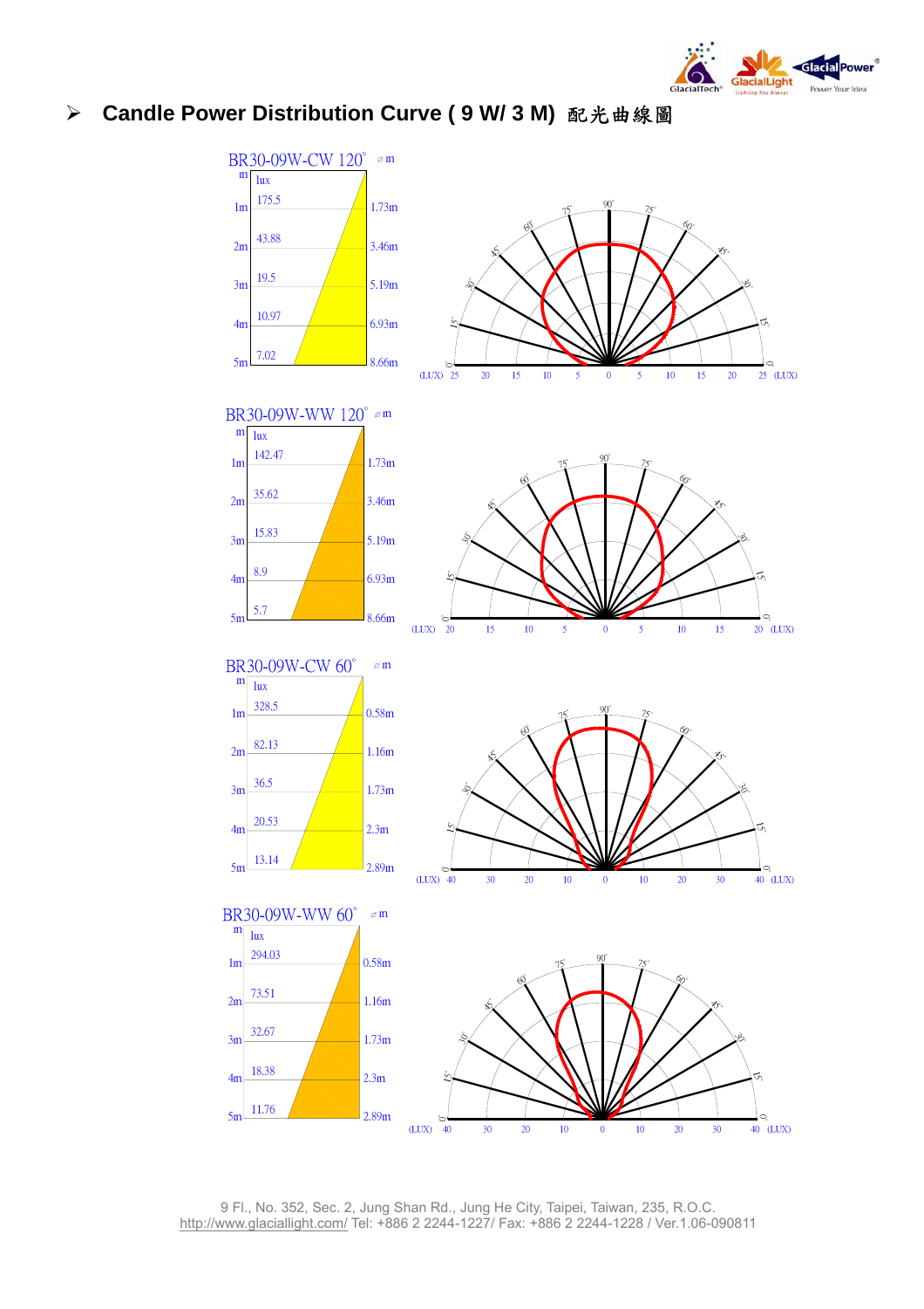## ➢ Candle Power Distribution Curve ( 9 W/ 3 M) 配光曲線圖

**BR30-09W-CW 120°**

| m | lux | ⌀ m |
| --- | --- | --- |
| 1m | 175.5 | 1.73m |
| 2m | 43.88 | 3.46m |
| 3m | 19.5 | 5.19m |
| 4m | 10.97 | 6.93m |
| 5m | 7.02 | 8.66m |

**BR30-09W-WW 120°**

| m | lux | ⌀ m |
| --- | --- | --- |
| 1m | 142.47 | 1.73m |
| 2m | 35.62 | 3.46m |
| 3m | 15.83 | 5.19m |
| 4m | 8.9 | 6.93m |
| 5m | 5.7 | 8.66m |

**BR30-09W-CW 60°**

| m | lux | ⌀ m |
| --- | --- | --- |
| 1m | 328.5 | 0.58m |
| 2m | 82.13 | 1.16m |
| 3m | 36.5 | 1.73m |
| 4m | 20.53 | 2.3m |
| 5m | 13.14 | 2.89m |

**BR30-09W-WW 60°**

| m | lux | ⌀ m |
| --- | --- | --- |
| 1m | 294.03 | 0.58m |
| 2m | 73.51 | 1.16m |
| 3m | 32.67 | 1.73m |
| 4m | 18.38 | 2.3m |
| 5m | 11.76 | 2.89m |

9 Fl., No. 352, Sec. 2, Jung Shan Rd., Jung He City, Taipei, Taiwan, 235, R.O.C.
http://www.glaciallight.com/ Tel: +886 2 2244-1227/ Fax: +886 2 2244-1228 / Ver.1.06-090811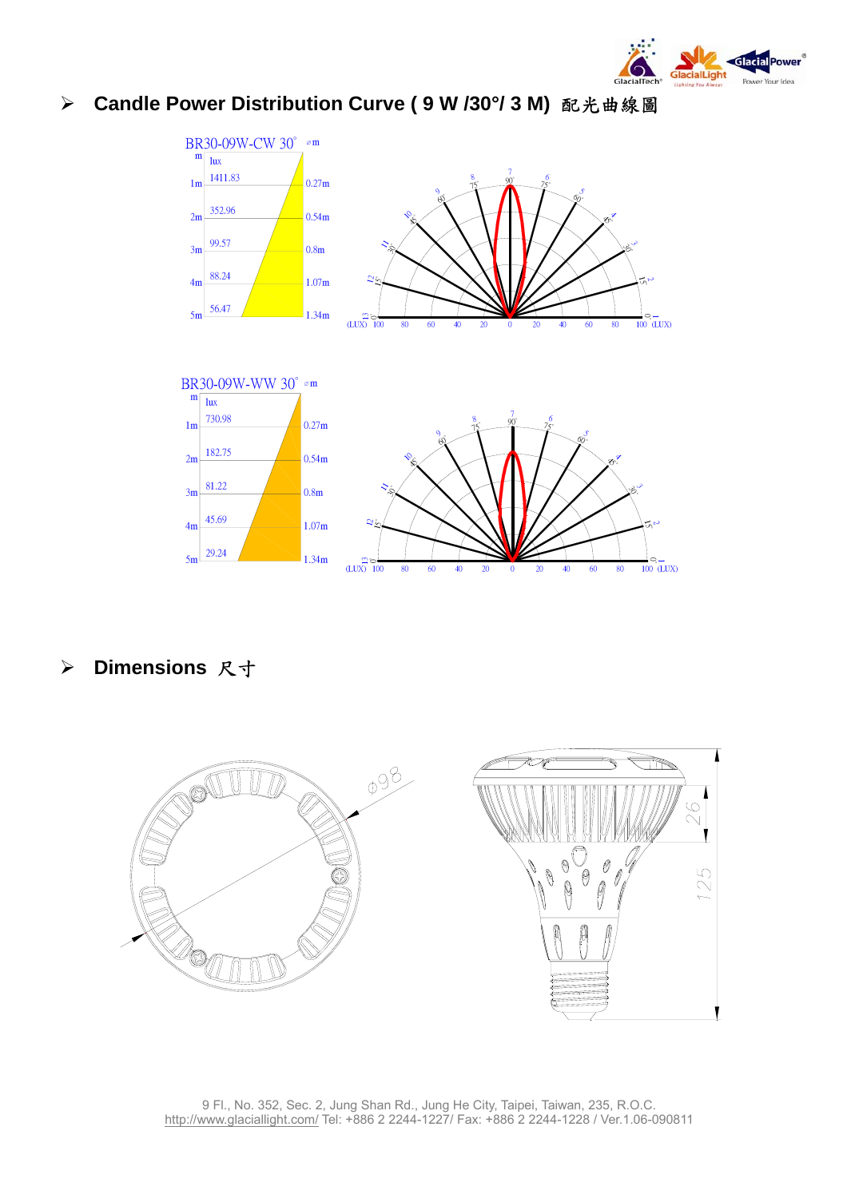## ➢ Candle Power Distribution Curve ( 9 W /30°/ 3 M) 配光曲線圖

**BR30-09W-CW 30°**

| m | lux | ⌀m |
|---|---|---|
| 1m | 1411.83 | 0.27m |
| 2m | 352.96 | 0.54m |
| 3m | 99.57 | 0.8m |
| 4m | 88.24 | 1.07m |
| 5m | 56.47 | 1.34m |

**BR30-09W-WW 30°**

| m | lux | ⌀m |
|---|---|---|
| 1m | 730.98 | 0.27m |
| 2m | 182.75 | 0.54m |
| 3m | 81.22 | 0.8m |
| 4m | 45.69 | 1.07m |
| 5m | 29.24 | 1.34m |

## ➢ Dimensions 尺寸

⌀98

26

125

9 Fl., No. 352, Sec. 2, Jung Shan Rd., Jung He City, Taipei, Taiwan, 235, R.O.C.
http://www.glaciallight.com/ Tel: +886 2 2244-1227/ Fax: +886 2 2244-1228 / Ver.1.06-090811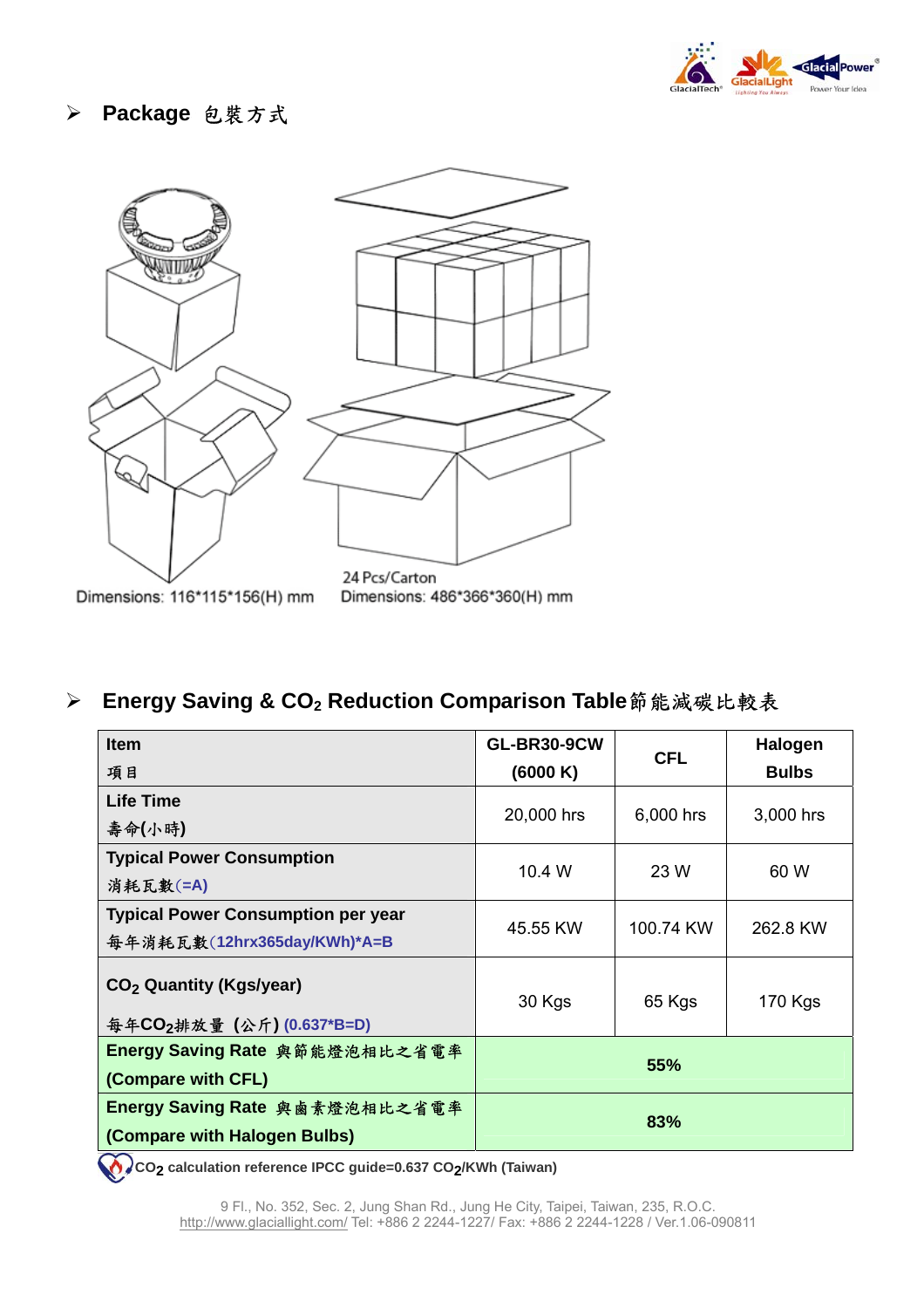## Package 包裝方式

Dimensions: 116*115*156(H) mm

24 Pcs/Carton
Dimensions: 486*366*360(H) mm

## Energy Saving & $CO_2$ Reduction Comparison Table節能減碳比較表

| Item 項目 | GL-BR30-9CW (6000 K) | CFL | Halogen Bulbs |
|---|---|---|---|
| Life Time 壽命(小時) | 20,000 hrs | 6,000 hrs | 3,000 hrs |
| Typical Power Consumption 消耗瓦數(=A) | 10.4 W | 23 W | 60 W |
| Typical Power Consumption per year 每年消耗瓦數(12hrx365day/KWh)*A=B | 45.55 KW | 100.74 KW | 262.8 KW |
| $CO_2$ Quantity (Kgs/year) 每年$CO_2$排放量 (公斤) (0.637*B=D) | 30 Kgs | 65 Kgs | 170 Kgs |
| Energy Saving Rate 與節能燈泡相比之省電率 (Compare with CFL) | 55% | | |
| Energy Saving Rate 與鹵素燈泡相比之省電率 (Compare with Halogen Bulbs) | 83% | | |

$CO_2$ calculation reference IPCC guide=0.637 $CO_2$/KWh (Taiwan)

9 Fl., No. 352, Sec. 2, Jung Shan Rd., Jung He City, Taipei, Taiwan, 235, R.O.C.
http://www.glaciallight.com/ Tel: +886 2 2244-1227/ Fax: +886 2 2244-1228 / Ver.1.06-090811